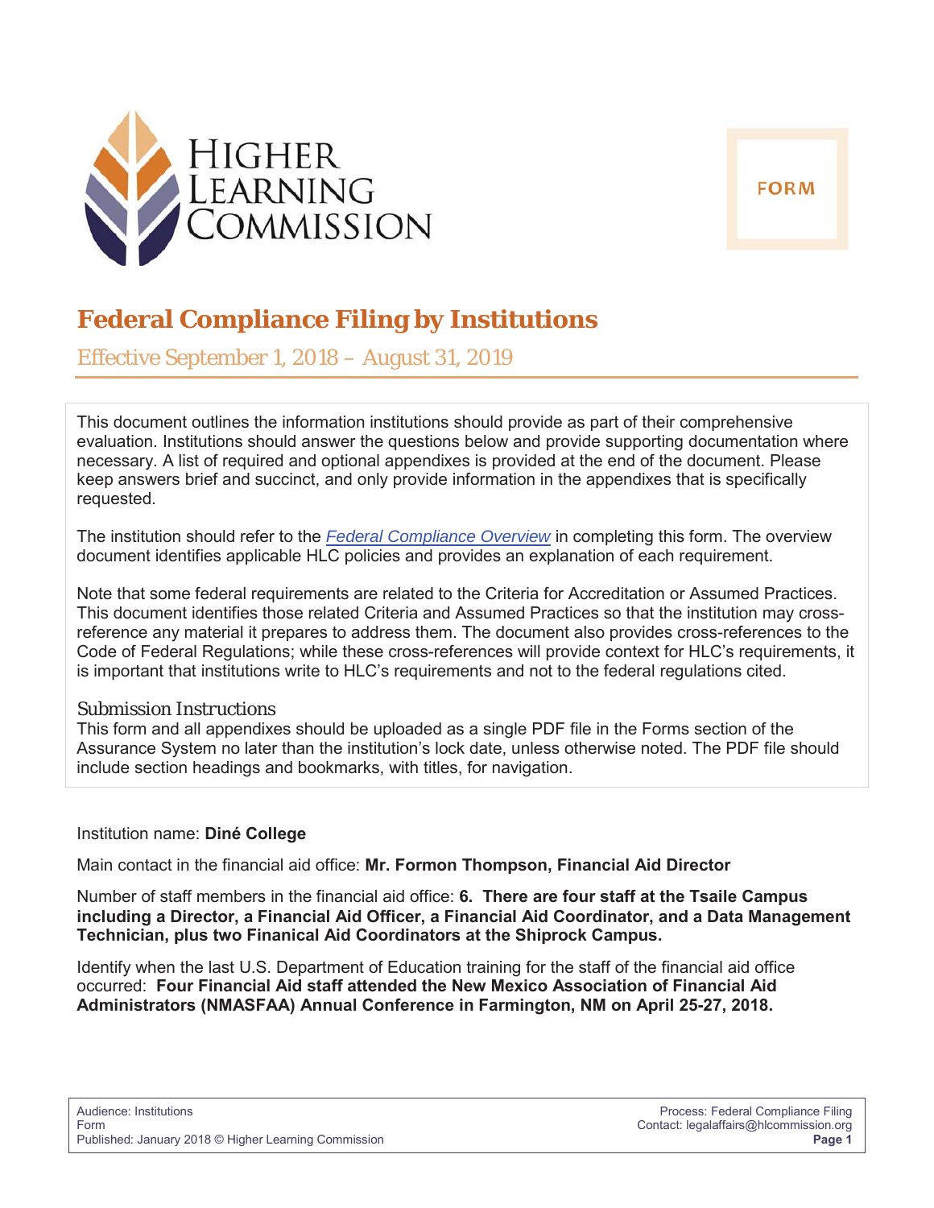HIGHER LEARNING COMMISSION

FORM

# Federal Compliance Filing by Institutions

Effective September 1, 2018 – August 31, 2019

This document outlines the information institutions should provide as part of their comprehensive evaluation. Institutions should answer the questions below and provide supporting documentation where necessary. A list of required and optional appendixes is provided at the end of the document. Please keep answers brief and succinct, and only provide information in the appendixes that is specifically requested.

The institution should refer to the *Federal Compliance Overview* in completing this form. The overview document identifies applicable HLC policies and provides an explanation of each requirement.

Note that some federal requirements are related to the Criteria for Accreditation or Assumed Practices. This document identifies those related Criteria and Assumed Practices so that the institution may cross-reference any material it prepares to address them. The document also provides cross-references to the Code of Federal Regulations; while these cross-references will provide context for HLC's requirements, it is important that institutions write to HLC's requirements and not to the federal regulations cited.

## Submission Instructions

This form and all appendixes should be uploaded as a single PDF file in the Forms section of the Assurance System no later than the institution's lock date, unless otherwise noted. The PDF file should include section headings and bookmarks, with titles, for navigation.

Institution name: **Diné College**

Main contact in the financial aid office: **Mr. Formon Thompson, Financial Aid Director**

Number of staff members in the financial aid office: **6. There are four staff at the Tsaile Campus including a Director, a Financial Aid Officer, a Financial Aid Coordinator, and a Data Management Technician, plus two Finanical Aid Coordinators at the Shiprock Campus.**

Identify when the last U.S. Department of Education training for the staff of the financial aid office occurred: **Four Financial Aid staff attended the New Mexico Association of Financial Aid Administrators (NMASFAA) Annual Conference in Farmington, NM on April 25-27, 2018.**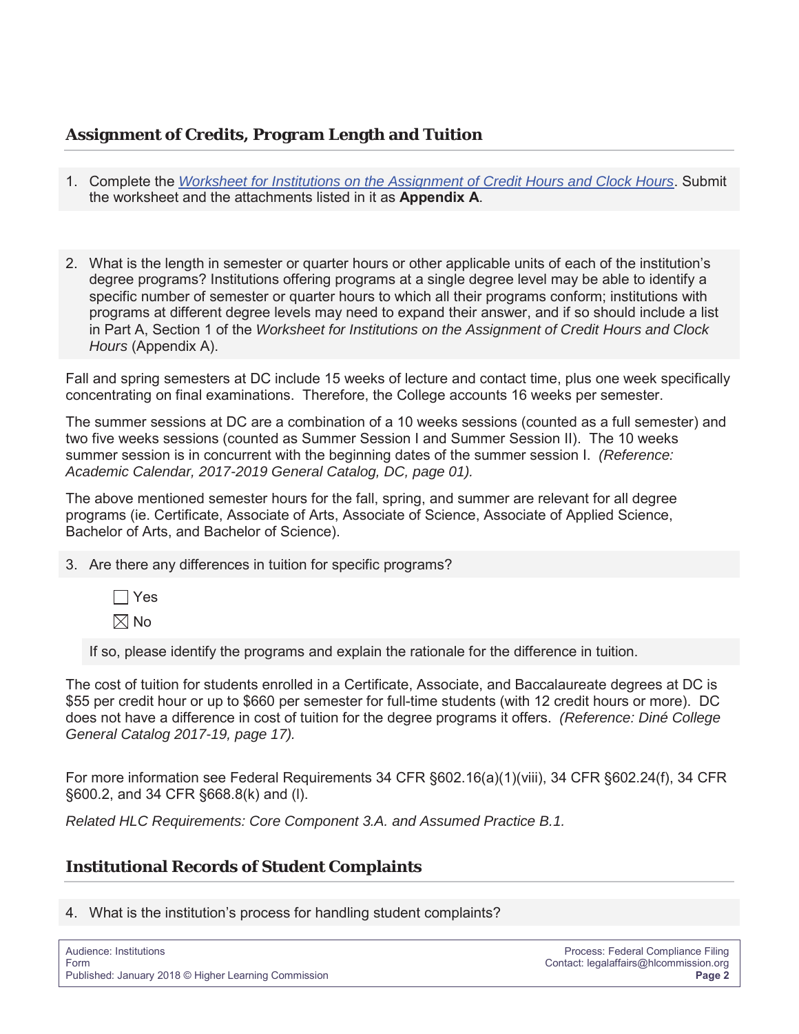## Assignment of Credits, Program Length and Tuition

1. Complete the *[Worksheet for Institutions on the Assignment of Credit Hours and Clock Hours](#)*. Submit the worksheet and the attachments listed in it as **Appendix A**.

2. What is the length in semester or quarter hours or other applicable units of each of the institution's degree programs? Institutions offering programs at a single degree level may be able to identify a specific number of semester or quarter hours to which all their programs conform; institutions with programs at different degree levels may need to expand their answer, and if so should include a list in Part A, Section 1 of the *Worksheet for Institutions on the Assignment of Credit Hours and Clock Hours* (Appendix A).

Fall and spring semesters at DC include 15 weeks of lecture and contact time, plus one week specifically concentrating on final examinations. Therefore, the College accounts 16 weeks per semester.

The summer sessions at DC are a combination of a 10 weeks sessions (counted as a full semester) and two five weeks sessions (counted as Summer Session I and Summer Session II). The 10 weeks summer session is in concurrent with the beginning dates of the summer session I. *(Reference: Academic Calendar, 2017-2019 General Catalog, DC, page 01).*

The above mentioned semester hours for the fall, spring, and summer are relevant for all degree programs (ie. Certificate, Associate of Arts, Associate of Science, Associate of Applied Science, Bachelor of Arts, and Bachelor of Science).

3. Are there any differences in tuition for specific programs?

   ☐ Yes

   ☒ No

   If so, please identify the programs and explain the rationale for the difference in tuition.

The cost of tuition for students enrolled in a Certificate, Associate, and Baccalaureate degrees at DC is $55 per credit hour or up to $660 per semester for full-time students (with 12 credit hours or more). DC does not have a difference in cost of tuition for the degree programs it offers. *(Reference: Diné College General Catalog 2017-19, page 17).*

For more information see Federal Requirements 34 CFR §602.16(a)(1)(viii), 34 CFR §602.24(f), 34 CFR §600.2, and 34 CFR §668.8(k) and (l).

*Related HLC Requirements: Core Component 3.A. and Assumed Practice B.1.*

## Institutional Records of Student Complaints

4. What is the institution's process for handling student complaints?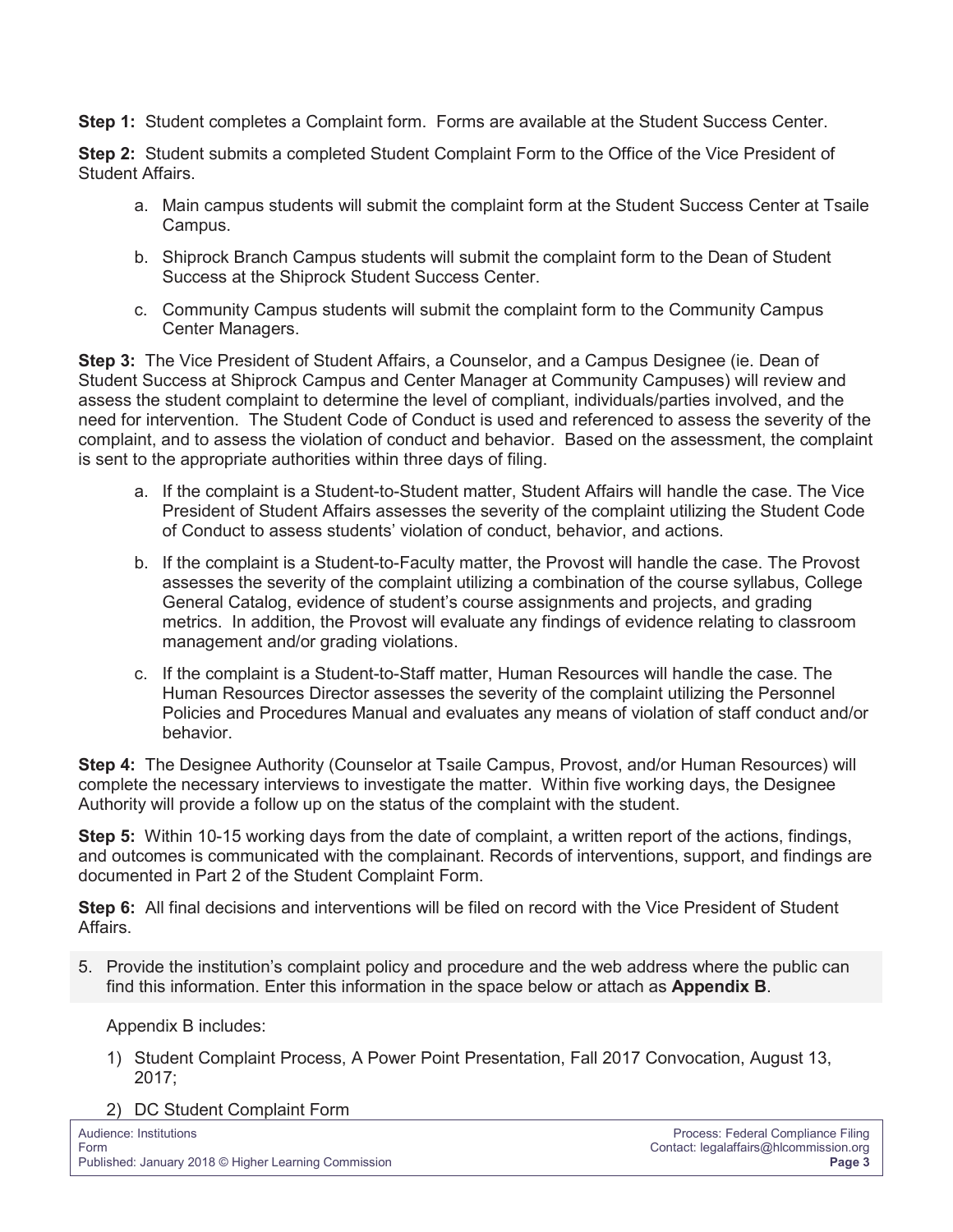**Step 1:** Student completes a Complaint form. Forms are available at the Student Success Center.

**Step 2:** Student submits a completed Student Complaint Form to the Office of the Vice President of Student Affairs.

a. Main campus students will submit the complaint form at the Student Success Center at Tsaile Campus.

b. Shiprock Branch Campus students will submit the complaint form to the Dean of Student Success at the Shiprock Student Success Center.

c. Community Campus students will submit the complaint form to the Community Campus Center Managers.

**Step 3:** The Vice President of Student Affairs, a Counselor, and a Campus Designee (ie. Dean of Student Success at Shiprock Campus and Center Manager at Community Campuses) will review and assess the student complaint to determine the level of compliant, individuals/parties involved, and the need for intervention. The Student Code of Conduct is used and referenced to assess the severity of the complaint, and to assess the violation of conduct and behavior. Based on the assessment, the complaint is sent to the appropriate authorities within three days of filing.

a. If the complaint is a Student-to-Student matter, Student Affairs will handle the case. The Vice President of Student Affairs assesses the severity of the complaint utilizing the Student Code of Conduct to assess students' violation of conduct, behavior, and actions.

b. If the complaint is a Student-to-Faculty matter, the Provost will handle the case. The Provost assesses the severity of the complaint utilizing a combination of the course syllabus, College General Catalog, evidence of student's course assignments and projects, and grading metrics. In addition, the Provost will evaluate any findings of evidence relating to classroom management and/or grading violations.

c. If the complaint is a Student-to-Staff matter, Human Resources will handle the case. The Human Resources Director assesses the severity of the complaint utilizing the Personnel Policies and Procedures Manual and evaluates any means of violation of staff conduct and/or behavior.

**Step 4:** The Designee Authority (Counselor at Tsaile Campus, Provost, and/or Human Resources) will complete the necessary interviews to investigate the matter. Within five working days, the Designee Authority will provide a follow up on the status of the complaint with the student.

**Step 5:** Within 10-15 working days from the date of complaint, a written report of the actions, findings, and outcomes is communicated with the complainant. Records of interventions, support, and findings are documented in Part 2 of the Student Complaint Form.

**Step 6:** All final decisions and interventions will be filed on record with the Vice President of Student Affairs.

5. Provide the institution's complaint policy and procedure and the web address where the public can find this information. Enter this information in the space below or attach as **Appendix B**.

Appendix B includes:

1) Student Complaint Process, A Power Point Presentation, Fall 2017 Convocation, August 13, 2017;

2) DC Student Complaint Form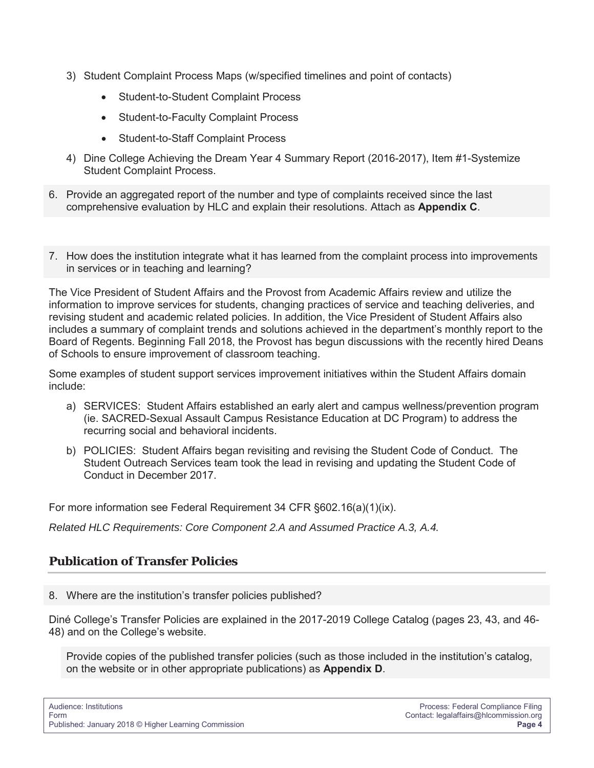3) Student Complaint Process Maps (w/specified timelines and point of contacts)
   - Student-to-Student Complaint Process
   - Student-to-Faculty Complaint Process
   - Student-to-Staff Complaint Process
4) Dine College Achieving the Dream Year 4 Summary Report (2016-2017), Item #1-Systemize Student Complaint Process.

6. Provide an aggregated report of the number and type of complaints received since the last comprehensive evaluation by HLC and explain their resolutions. Attach as **Appendix C**.

7. How does the institution integrate what it has learned from the complaint process into improvements in services or in teaching and learning?

The Vice President of Student Affairs and the Provost from Academic Affairs review and utilize the information to improve services for students, changing practices of service and teaching deliveries, and revising student and academic related policies. In addition, the Vice President of Student Affairs also includes a summary of complaint trends and solutions achieved in the department's monthly report to the Board of Regents. Beginning Fall 2018, the Provost has begun discussions with the recently hired Deans of Schools to ensure improvement of classroom teaching.

Some examples of student support services improvement initiatives within the Student Affairs domain include:

a) SERVICES: Student Affairs established an early alert and campus wellness/prevention program (ie. SACRED-Sexual Assault Campus Resistance Education at DC Program) to address the recurring social and behavioral incidents.
b) POLICIES: Student Affairs began revisiting and revising the Student Code of Conduct. The Student Outreach Services team took the lead in revising and updating the Student Code of Conduct in December 2017.

For more information see Federal Requirement 34 CFR §602.16(a)(1)(ix).

*Related HLC Requirements: Core Component 2.A and Assumed Practice A.3, A.4.*

## Publication of Transfer Policies

8. Where are the institution's transfer policies published?

Diné College's Transfer Policies are explained in the 2017-2019 College Catalog (pages 23, 43, and 46-48) and on the College's website.

Provide copies of the published transfer policies (such as those included in the institution's catalog, on the website or in other appropriate publications) as **Appendix D**.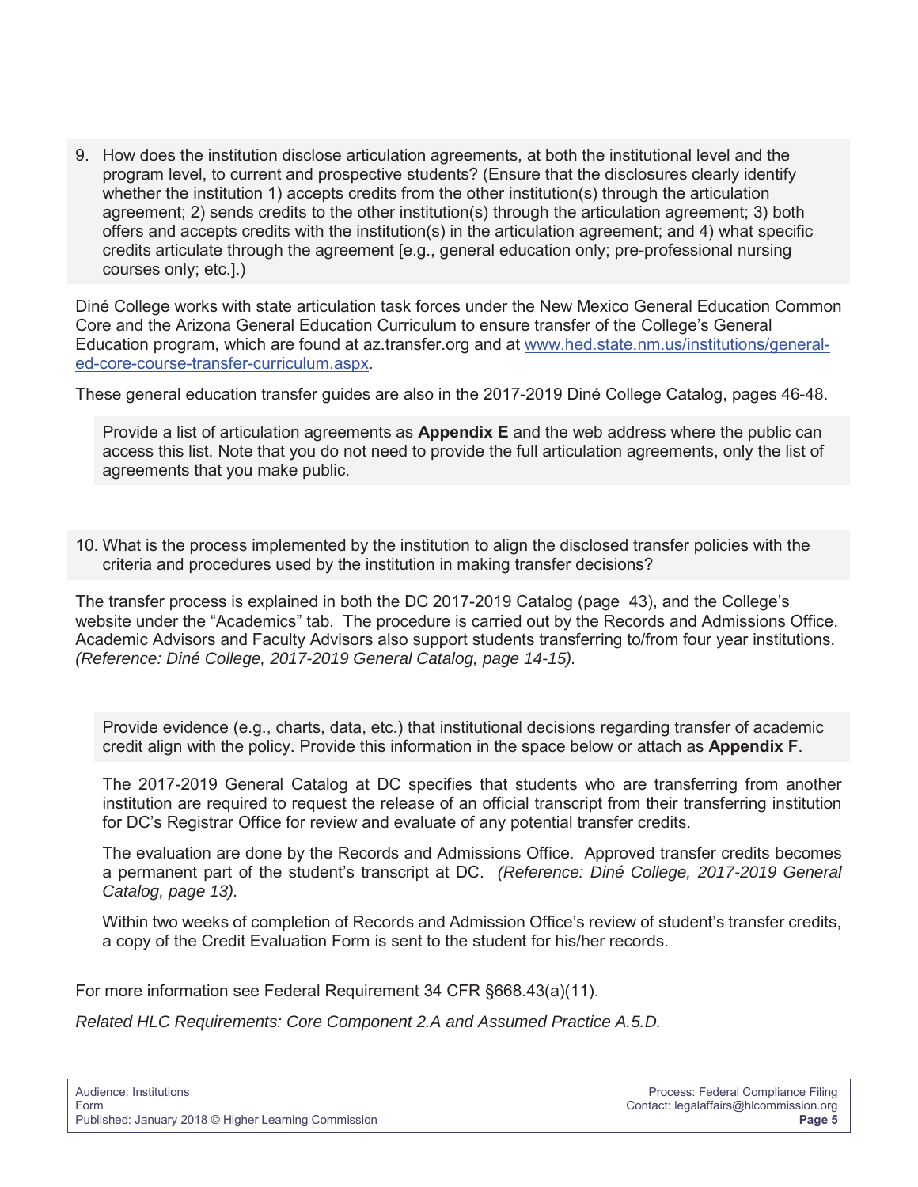9. How does the institution disclose articulation agreements, at both the institutional level and the program level, to current and prospective students? (Ensure that the disclosures clearly identify whether the institution 1) accepts credits from the other institution(s) through the articulation agreement; 2) sends credits to the other institution(s) through the articulation agreement; 3) both offers and accepts credits with the institution(s) in the articulation agreement; and 4) what specific credits articulate through the agreement [e.g., general education only; pre-professional nursing courses only; etc.].)

Diné College works with state articulation task forces under the New Mexico General Education Common Core and the Arizona General Education Curriculum to ensure transfer of the College's General Education program, which are found at az.transfer.org and at [www.hed.state.nm.us/institutions/general-ed-core-course-transfer-curriculum.aspx](www.hed.state.nm.us/institutions/general-ed-core-course-transfer-curriculum.aspx).

These general education transfer guides are also in the 2017-2019 Diné College Catalog, pages 46-48.

> Provide a list of articulation agreements as **Appendix E** and the web address where the public can access this list. Note that you do not need to provide the full articulation agreements, only the list of agreements that you make public.

10. What is the process implemented by the institution to align the disclosed transfer policies with the criteria and procedures used by the institution in making transfer decisions?

The transfer process is explained in both the DC 2017-2019 Catalog (page 43), and the College's website under the "Academics" tab. The procedure is carried out by the Records and Admissions Office. Academic Advisors and Faculty Advisors also support students transferring to/from four year institutions. *(Reference: Diné College, 2017-2019 General Catalog, page 14-15).*

> Provide evidence (e.g., charts, data, etc.) that institutional decisions regarding transfer of academic credit align with the policy. Provide this information in the space below or attach as **Appendix F**.

The 2017-2019 General Catalog at DC specifies that students who are transferring from another institution are required to request the release of an official transcript from their transferring institution for DC's Registrar Office for review and evaluate of any potential transfer credits.

The evaluation are done by the Records and Admissions Office. Approved transfer credits becomes a permanent part of the student's transcript at DC. *(Reference: Diné College, 2017-2019 General Catalog, page 13).*

Within two weeks of completion of Records and Admission Office's review of student's transfer credits, a copy of the Credit Evaluation Form is sent to the student for his/her records.

For more information see Federal Requirement 34 CFR §668.43(a)(11).

*Related HLC Requirements: Core Component 2.A and Assumed Practice A.5.D.*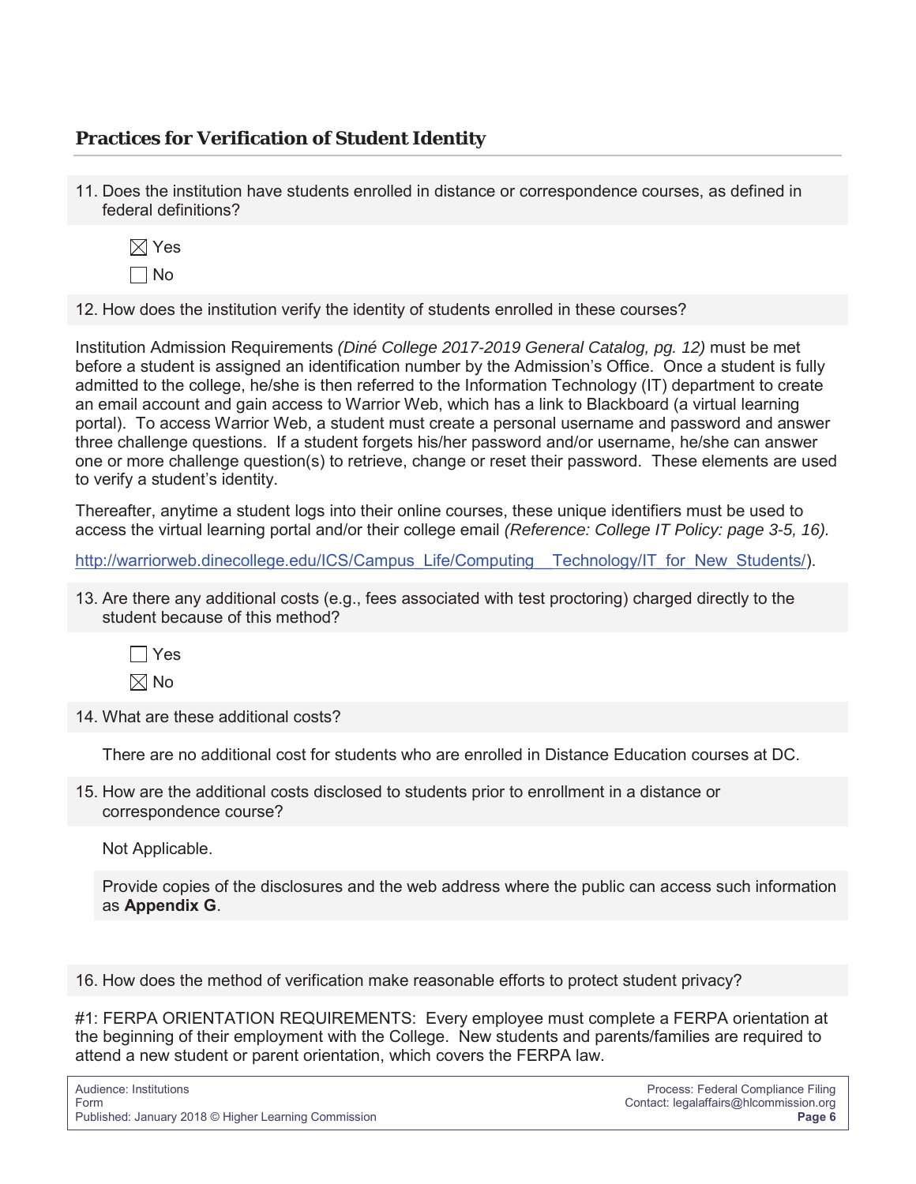## Practices for Verification of Student Identity

11. Does the institution have students enrolled in distance or correspondence courses, as defined in federal definitions?

☒ Yes

☐ No

12. How does the institution verify the identity of students enrolled in these courses?

Institution Admission Requirements *(Diné College 2017-2019 General Catalog, pg. 12)* must be met before a student is assigned an identification number by the Admission's Office. Once a student is fully admitted to the college, he/she is then referred to the Information Technology (IT) department to create an email account and gain access to Warrior Web, which has a link to Blackboard (a virtual learning portal). To access Warrior Web, a student must create a personal username and password and answer three challenge questions. If a student forgets his/her password and/or username, he/she can answer one or more challenge question(s) to retrieve, change or reset their password. These elements are used to verify a student's identity.

Thereafter, anytime a student logs into their online courses, these unique identifiers must be used to access the virtual learning portal and/or their college email *(Reference: College IT Policy: page 3-5, 16).*

http://warriorweb.dinecollege.edu/ICS/Campus_Life/Computing__Technology/IT_for_New_Students/).

13. Are there any additional costs (e.g., fees associated with test proctoring) charged directly to the student because of this method?

☐ Yes

☒ No

14. What are these additional costs?

There are no additional cost for students who are enrolled in Distance Education courses at DC.

15. How are the additional costs disclosed to students prior to enrollment in a distance or correspondence course?

Not Applicable.

Provide copies of the disclosures and the web address where the public can access such information as **Appendix G**.

16. How does the method of verification make reasonable efforts to protect student privacy?

#1: FERPA ORIENTATION REQUIREMENTS: Every employee must complete a FERPA orientation at the beginning of their employment with the College. New students and parents/families are required to attend a new student or parent orientation, which covers the FERPA law.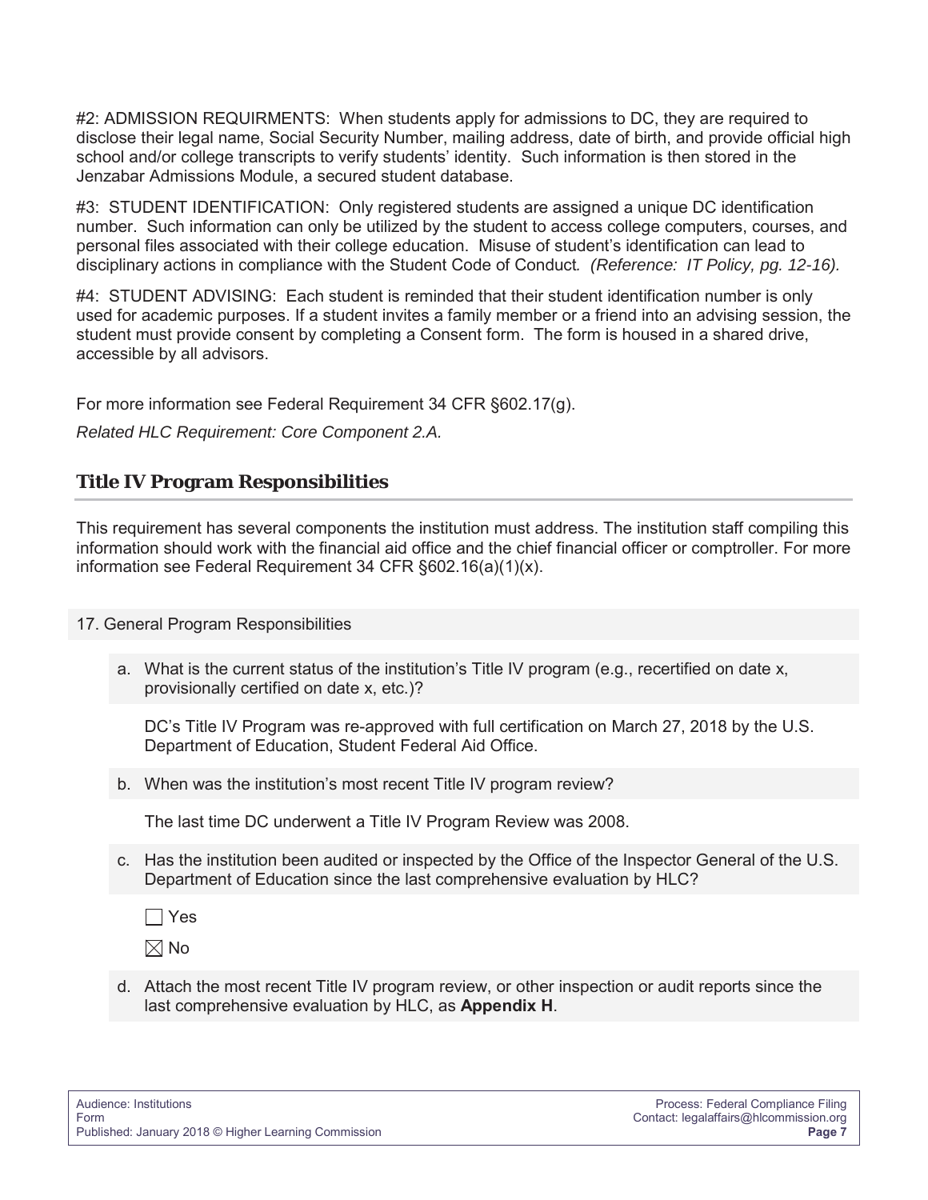#2: ADMISSION REQUIRMENTS: When students apply for admissions to DC, they are required to disclose their legal name, Social Security Number, mailing address, date of birth, and provide official high school and/or college transcripts to verify students' identity. Such information is then stored in the Jenzabar Admissions Module, a secured student database.

#3: STUDENT IDENTIFICATION: Only registered students are assigned a unique DC identification number. Such information can only be utilized by the student to access college computers, courses, and personal files associated with their college education. Misuse of student's identification can lead to disciplinary actions in compliance with the Student Code of Conduct. *(Reference: IT Policy, pg. 12-16).*

#4: STUDENT ADVISING: Each student is reminded that their student identification number is only used for academic purposes. If a student invites a family member or a friend into an advising session, the student must provide consent by completing a Consent form. The form is housed in a shared drive, accessible by all advisors.

For more information see Federal Requirement 34 CFR §602.17(g).

*Related HLC Requirement: Core Component 2.A.*

## Title IV Program Responsibilities

This requirement has several components the institution must address. The institution staff compiling this information should work with the financial aid office and the chief financial officer or comptroller. For more information see Federal Requirement 34 CFR §602.16(a)(1)(x).

17. General Program Responsibilities

a. What is the current status of the institution's Title IV program (e.g., recertified on date x, provisionally certified on date x, etc.)?

DC's Title IV Program was re-approved with full certification on March 27, 2018 by the U.S. Department of Education, Student Federal Aid Office.

b. When was the institution's most recent Title IV program review?

The last time DC underwent a Title IV Program Review was 2008.

c. Has the institution been audited or inspected by the Office of the Inspector General of the U.S. Department of Education since the last comprehensive evaluation by HLC?

☐ Yes

☒ No

d. Attach the most recent Title IV program review, or other inspection or audit reports since the last comprehensive evaluation by HLC, as **Appendix H**.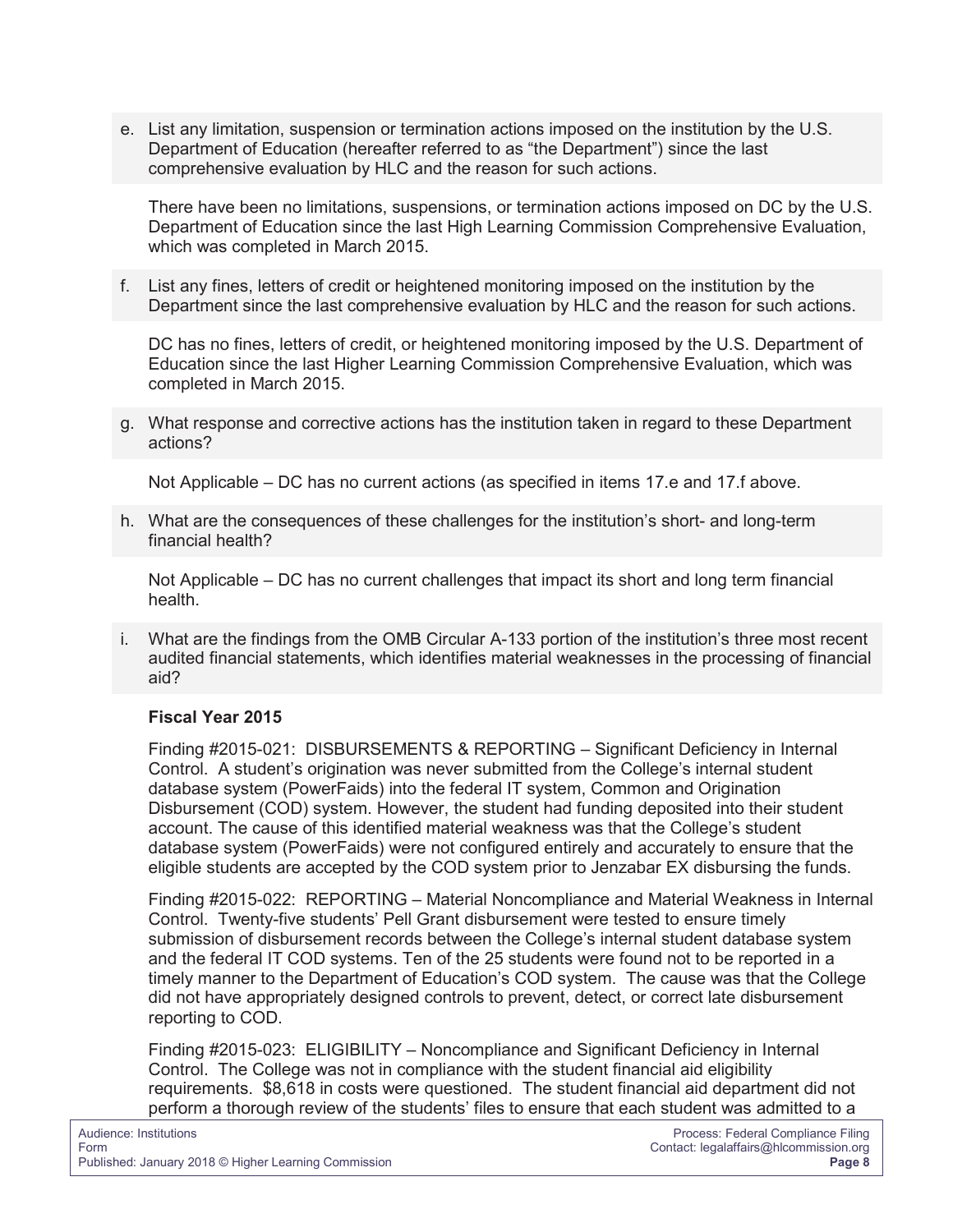e. List any limitation, suspension or termination actions imposed on the institution by the U.S. Department of Education (hereafter referred to as "the Department") since the last comprehensive evaluation by HLC and the reason for such actions.

There have been no limitations, suspensions, or termination actions imposed on DC by the U.S. Department of Education since the last High Learning Commission Comprehensive Evaluation, which was completed in March 2015.

f. List any fines, letters of credit or heightened monitoring imposed on the institution by the Department since the last comprehensive evaluation by HLC and the reason for such actions.

DC has no fines, letters of credit, or heightened monitoring imposed by the U.S. Department of Education since the last Higher Learning Commission Comprehensive Evaluation, which was completed in March 2015.

g. What response and corrective actions has the institution taken in regard to these Department actions?

Not Applicable – DC has no current actions (as specified in items 17.e and 17.f above.

h. What are the consequences of these challenges for the institution's short- and long-term financial health?

Not Applicable – DC has no current challenges that impact its short and long term financial health.

i. What are the findings from the OMB Circular A-133 portion of the institution's three most recent audited financial statements, which identifies material weaknesses in the processing of financial aid?

**Fiscal Year 2015**

Finding #2015-021: DISBURSEMENTS & REPORTING – Significant Deficiency in Internal Control. A student's origination was never submitted from the College's internal student database system (PowerFaids) into the federal IT system, Common and Origination Disbursement (COD) system. However, the student had funding deposited into their student account. The cause of this identified material weakness was that the College's student database system (PowerFaids) were not configured entirely and accurately to ensure that the eligible students are accepted by the COD system prior to Jenzabar EX disbursing the funds.

Finding #2015-022: REPORTING – Material Noncompliance and Material Weakness in Internal Control. Twenty-five students' Pell Grant disbursement were tested to ensure timely submission of disbursement records between the College's internal student database system and the federal IT COD systems. Ten of the 25 students were found not to be reported in a timely manner to the Department of Education's COD system. The cause was that the College did not have appropriately designed controls to prevent, detect, or correct late disbursement reporting to COD.

Finding #2015-023: ELIGIBILITY – Noncompliance and Significant Deficiency in Internal Control. The College was not in compliance with the student financial aid eligibility requirements. $8,618 in costs were questioned. The student financial aid department did not perform a thorough review of the students' files to ensure that each student was admitted to a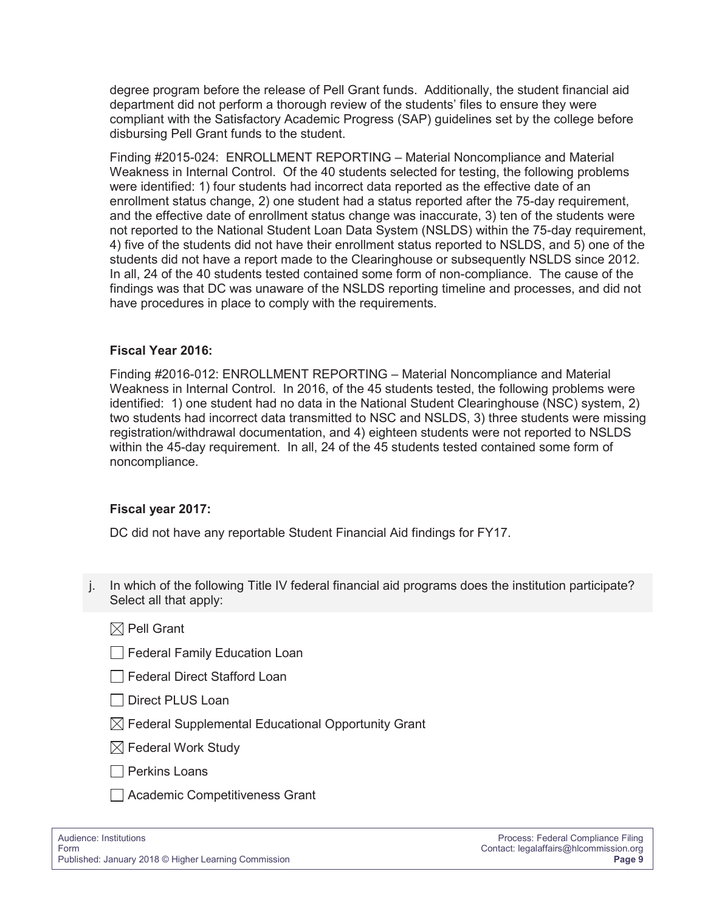degree program before the release of Pell Grant funds. Additionally, the student financial aid department did not perform a thorough review of the students' files to ensure they were compliant with the Satisfactory Academic Progress (SAP) guidelines set by the college before disbursing Pell Grant funds to the student.

Finding #2015-024: ENROLLMENT REPORTING – Material Noncompliance and Material Weakness in Internal Control. Of the 40 students selected for testing, the following problems were identified: 1) four students had incorrect data reported as the effective date of an enrollment status change, 2) one student had a status reported after the 75-day requirement, and the effective date of enrollment status change was inaccurate, 3) ten of the students were not reported to the National Student Loan Data System (NSLDS) within the 75-day requirement, 4) five of the students did not have their enrollment status reported to NSLDS, and 5) one of the students did not have a report made to the Clearinghouse or subsequently NSLDS since 2012. In all, 24 of the 40 students tested contained some form of non-compliance. The cause of the findings was that DC was unaware of the NSLDS reporting timeline and processes, and did not have procedures in place to comply with the requirements.

**Fiscal Year 2016:**

Finding #2016-012: ENROLLMENT REPORTING – Material Noncompliance and Material Weakness in Internal Control. In 2016, of the 45 students tested, the following problems were identified: 1) one student had no data in the National Student Clearinghouse (NSC) system, 2) two students had incorrect data transmitted to NSC and NSLDS, 3) three students were missing registration/withdrawal documentation, and 4) eighteen students were not reported to NSLDS within the 45-day requirement. In all, 24 of the 45 students tested contained some form of noncompliance.

**Fiscal year 2017:**

DC did not have any reportable Student Financial Aid findings for FY17.

j. In which of the following Title IV federal financial aid programs does the institution participate? Select all that apply:

- [x] Pell Grant
- [ ] Federal Family Education Loan
- [ ] Federal Direct Stafford Loan
- [ ] Direct PLUS Loan
- [x] Federal Supplemental Educational Opportunity Grant
- [x] Federal Work Study
- [ ] Perkins Loans
- [ ] Academic Competitiveness Grant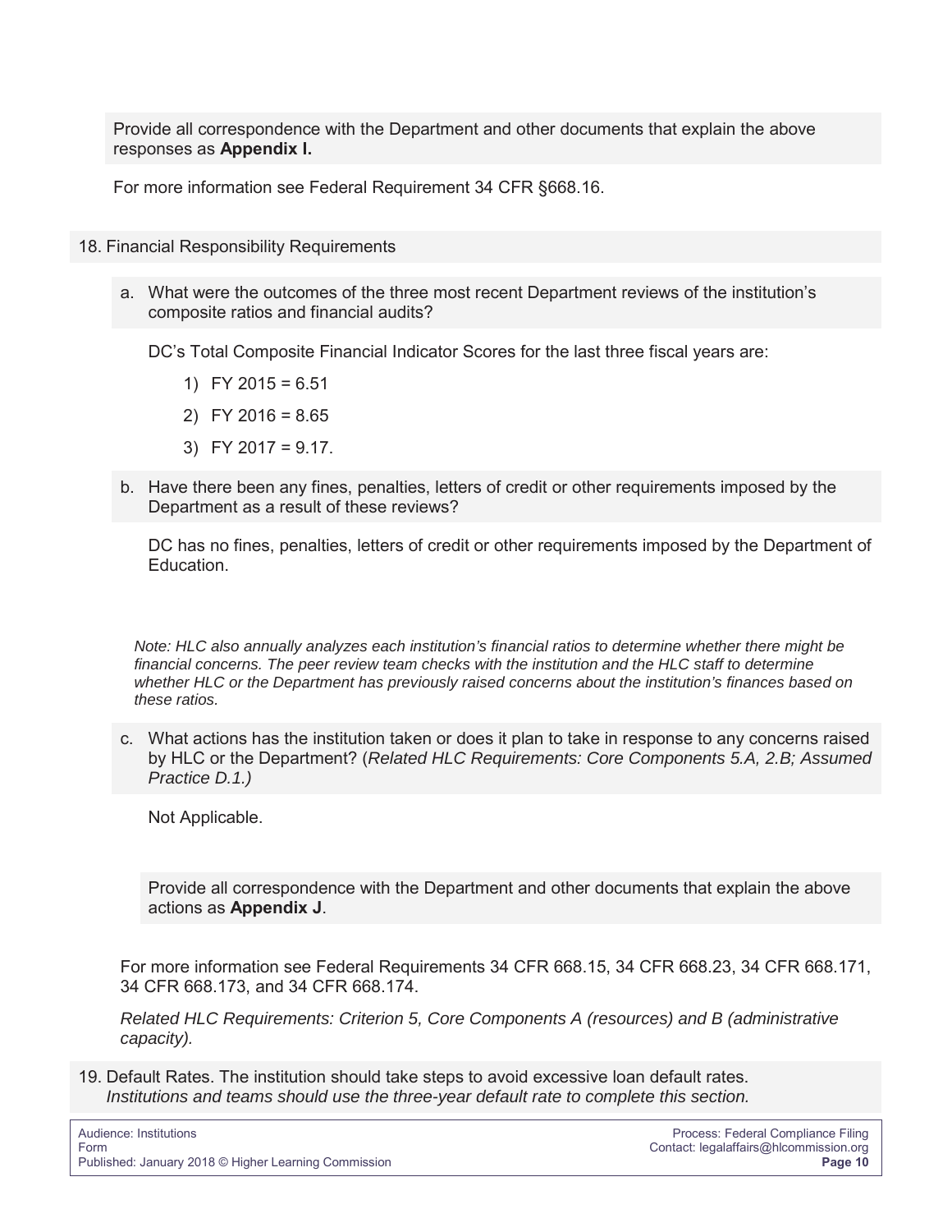Provide all correspondence with the Department and other documents that explain the above responses as **Appendix I.**

For more information see Federal Requirement 34 CFR §668.16.

## 18. Financial Responsibility Requirements

a. What were the outcomes of the three most recent Department reviews of the institution's composite ratios and financial audits?

DC's Total Composite Financial Indicator Scores for the last three fiscal years are:

1) FY 2015 = 6.51
2) FY 2016 = 8.65
3) FY 2017 = 9.17.

b. Have there been any fines, penalties, letters of credit or other requirements imposed by the Department as a result of these reviews?

DC has no fines, penalties, letters of credit or other requirements imposed by the Department of Education.

*Note: HLC also annually analyzes each institution's financial ratios to determine whether there might be financial concerns. The peer review team checks with the institution and the HLC staff to determine whether HLC or the Department has previously raised concerns about the institution's finances based on these ratios.*

c. What actions has the institution taken or does it plan to take in response to any concerns raised by HLC or the Department? (*Related HLC Requirements: Core Components 5.A, 2.B; Assumed Practice D.1.)*

Not Applicable.

Provide all correspondence with the Department and other documents that explain the above actions as **Appendix J**.

For more information see Federal Requirements 34 CFR 668.15, 34 CFR 668.23, 34 CFR 668.171, 34 CFR 668.173, and 34 CFR 668.174.

*Related HLC Requirements: Criterion 5, Core Components A (resources) and B (administrative capacity).*

## 19. Default Rates. The institution should take steps to avoid excessive loan default rates.

*Institutions and teams should use the three-year default rate to complete this section.*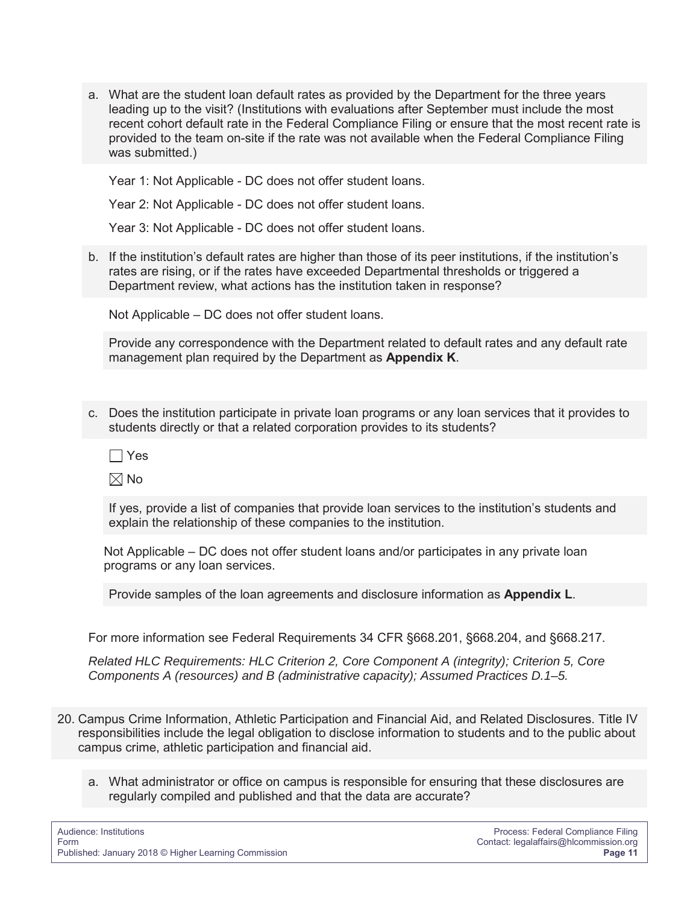a. What are the student loan default rates as provided by the Department for the three years leading up to the visit? (Institutions with evaluations after September must include the most recent cohort default rate in the Federal Compliance Filing or ensure that the most recent rate is provided to the team on-site if the rate was not available when the Federal Compliance Filing was submitted.)

Year 1: Not Applicable - DC does not offer student loans.

Year 2: Not Applicable - DC does not offer student loans.

Year 3: Not Applicable - DC does not offer student loans.

b. If the institution's default rates are higher than those of its peer institutions, if the institution's rates are rising, or if the rates have exceeded Departmental thresholds or triggered a Department review, what actions has the institution taken in response?

Not Applicable – DC does not offer student loans.

Provide any correspondence with the Department related to default rates and any default rate management plan required by the Department as **Appendix K**.

c. Does the institution participate in private loan programs or any loan services that it provides to students directly or that a related corporation provides to its students?

☐ Yes

☒ No

If yes, provide a list of companies that provide loan services to the institution's students and explain the relationship of these companies to the institution.

Not Applicable – DC does not offer student loans and/or participates in any private loan programs or any loan services.

Provide samples of the loan agreements and disclosure information as **Appendix L**.

For more information see Federal Requirements 34 CFR §668.201, §668.204, and §668.217.

*Related HLC Requirements: HLC Criterion 2, Core Component A (integrity); Criterion 5, Core Components A (resources) and B (administrative capacity); Assumed Practices D.1–5.*

20. Campus Crime Information, Athletic Participation and Financial Aid, and Related Disclosures. Title IV responsibilities include the legal obligation to disclose information to students and to the public about campus crime, athletic participation and financial aid.

a. What administrator or office on campus is responsible for ensuring that these disclosures are regularly compiled and published and that the data are accurate?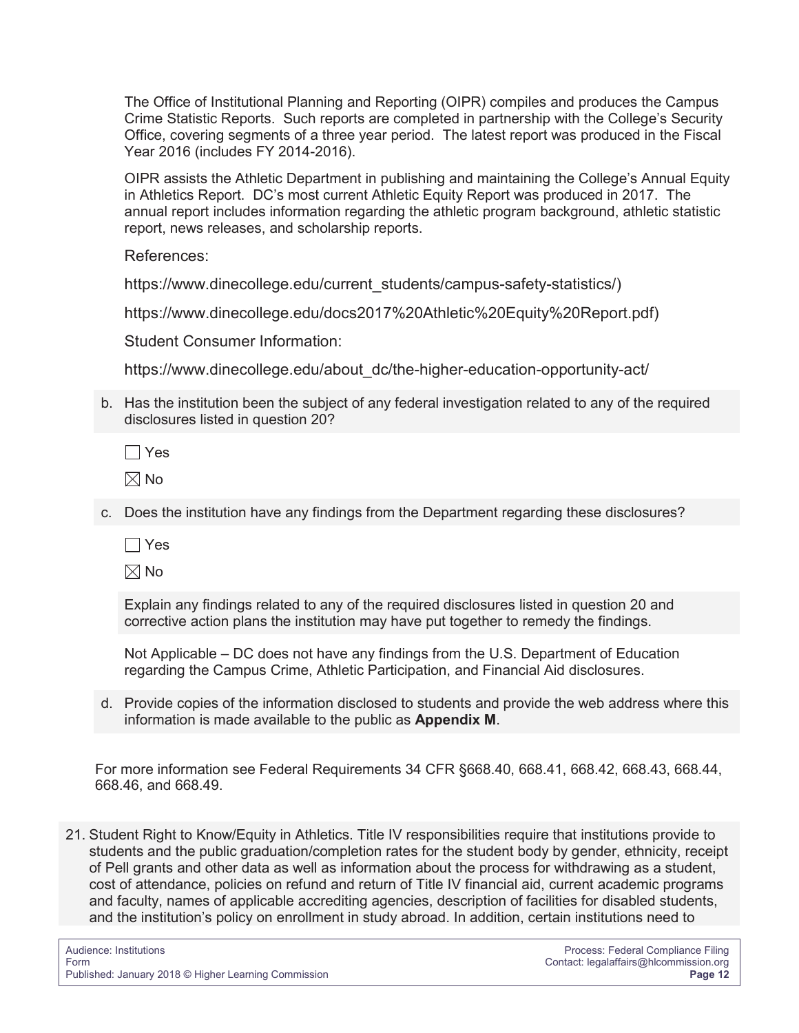The Office of Institutional Planning and Reporting (OIPR) compiles and produces the Campus Crime Statistic Reports. Such reports are completed in partnership with the College's Security Office, covering segments of a three year period. The latest report was produced in the Fiscal Year 2016 (includes FY 2014-2016).

OIPR assists the Athletic Department in publishing and maintaining the College's Annual Equity in Athletics Report. DC's most current Athletic Equity Report was produced in 2017. The annual report includes information regarding the athletic program background, athletic statistic report, news releases, and scholarship reports.

References:

https://www.dinecollege.edu/current_students/campus-safety-statistics/)

https://www.dinecollege.edu/docs2017%20Athletic%20Equity%20Report.pdf)

Student Consumer Information:

https://www.dinecollege.edu/about_dc/the-higher-education-opportunity-act/

b. Has the institution been the subject of any federal investigation related to any of the required disclosures listed in question 20?

☐ Yes

☒ No

c. Does the institution have any findings from the Department regarding these disclosures?

☐ Yes

☒ No

Explain any findings related to any of the required disclosures listed in question 20 and corrective action plans the institution may have put together to remedy the findings.

Not Applicable – DC does not have any findings from the U.S. Department of Education regarding the Campus Crime, Athletic Participation, and Financial Aid disclosures.

d. Provide copies of the information disclosed to students and provide the web address where this information is made available to the public as **Appendix M**.

For more information see Federal Requirements 34 CFR §668.40, 668.41, 668.42, 668.43, 668.44, 668.46, and 668.49.

21. Student Right to Know/Equity in Athletics. Title IV responsibilities require that institutions provide to students and the public graduation/completion rates for the student body by gender, ethnicity, receipt of Pell grants and other data as well as information about the process for withdrawing as a student, cost of attendance, policies on refund and return of Title IV financial aid, current academic programs and faculty, names of applicable accrediting agencies, description of facilities for disabled students, and the institution's policy on enrollment in study abroad. In addition, certain institutions need to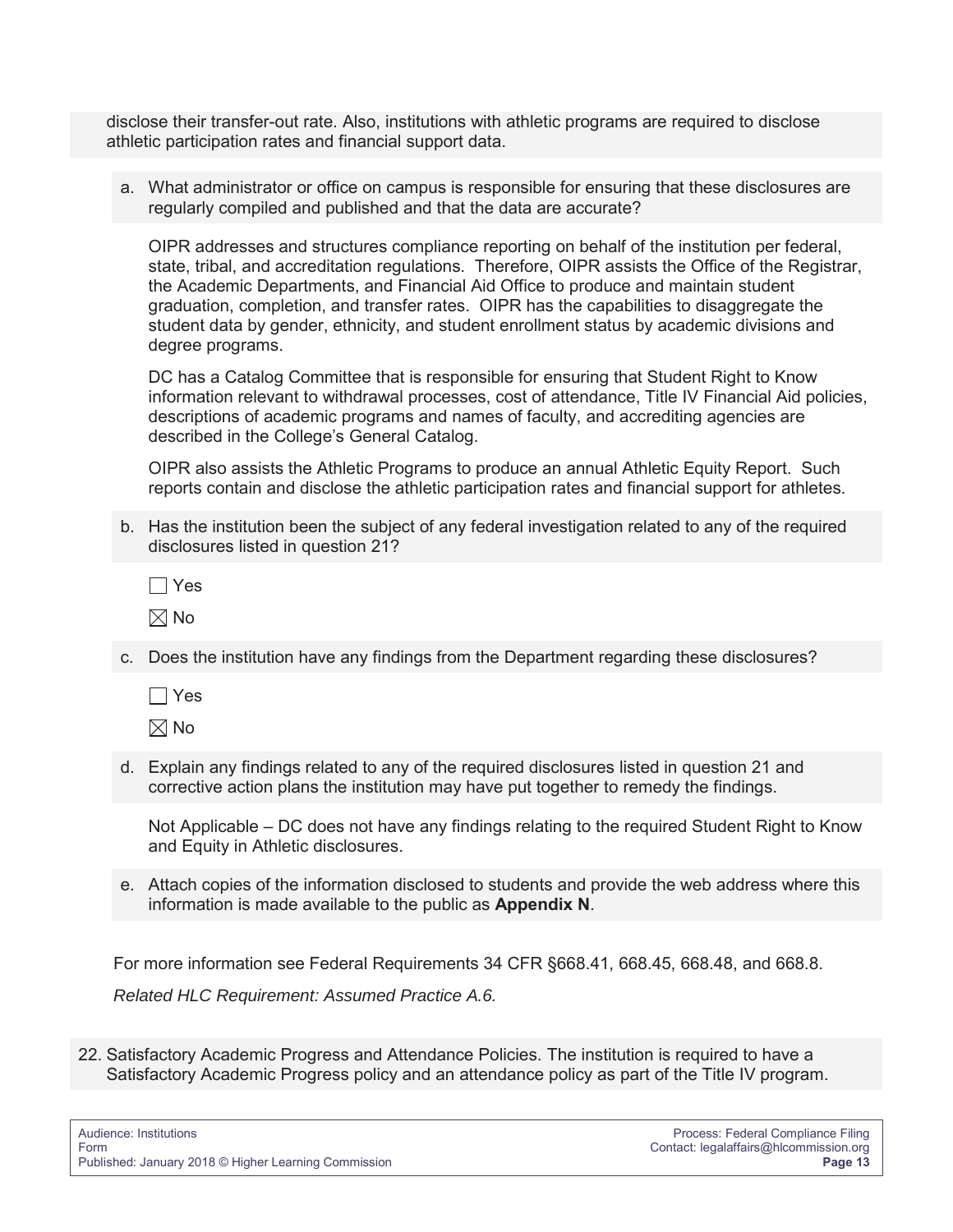disclose their transfer-out rate. Also, institutions with athletic programs are required to disclose athletic participation rates and financial support data.

a. What administrator or office on campus is responsible for ensuring that these disclosures are regularly compiled and published and that the data are accurate?

   OIPR addresses and structures compliance reporting on behalf of the institution per federal, state, tribal, and accreditation regulations. Therefore, OIPR assists the Office of the Registrar, the Academic Departments, and Financial Aid Office to produce and maintain student graduation, completion, and transfer rates. OIPR has the capabilities to disaggregate the student data by gender, ethnicity, and student enrollment status by academic divisions and degree programs.

   DC has a Catalog Committee that is responsible for ensuring that Student Right to Know information relevant to withdrawal processes, cost of attendance, Title IV Financial Aid policies, descriptions of academic programs and names of faculty, and accrediting agencies are described in the College's General Catalog.

   OIPR also assists the Athletic Programs to produce an annual Athletic Equity Report. Such reports contain and disclose the athletic participation rates and financial support for athletes.

b. Has the institution been the subject of any federal investigation related to any of the required disclosures listed in question 21?

   ☐ Yes

   ☒ No

c. Does the institution have any findings from the Department regarding these disclosures?

   ☐ Yes

   ☒ No

d. Explain any findings related to any of the required disclosures listed in question 21 and corrective action plans the institution may have put together to remedy the findings.

   Not Applicable – DC does not have any findings relating to the required Student Right to Know and Equity in Athletic disclosures.

e. Attach copies of the information disclosed to students and provide the web address where this information is made available to the public as **Appendix N**.

For more information see Federal Requirements 34 CFR §668.41, 668.45, 668.48, and 668.8.

*Related HLC Requirement: Assumed Practice A.6.*

22. Satisfactory Academic Progress and Attendance Policies. The institution is required to have a Satisfactory Academic Progress policy and an attendance policy as part of the Title IV program.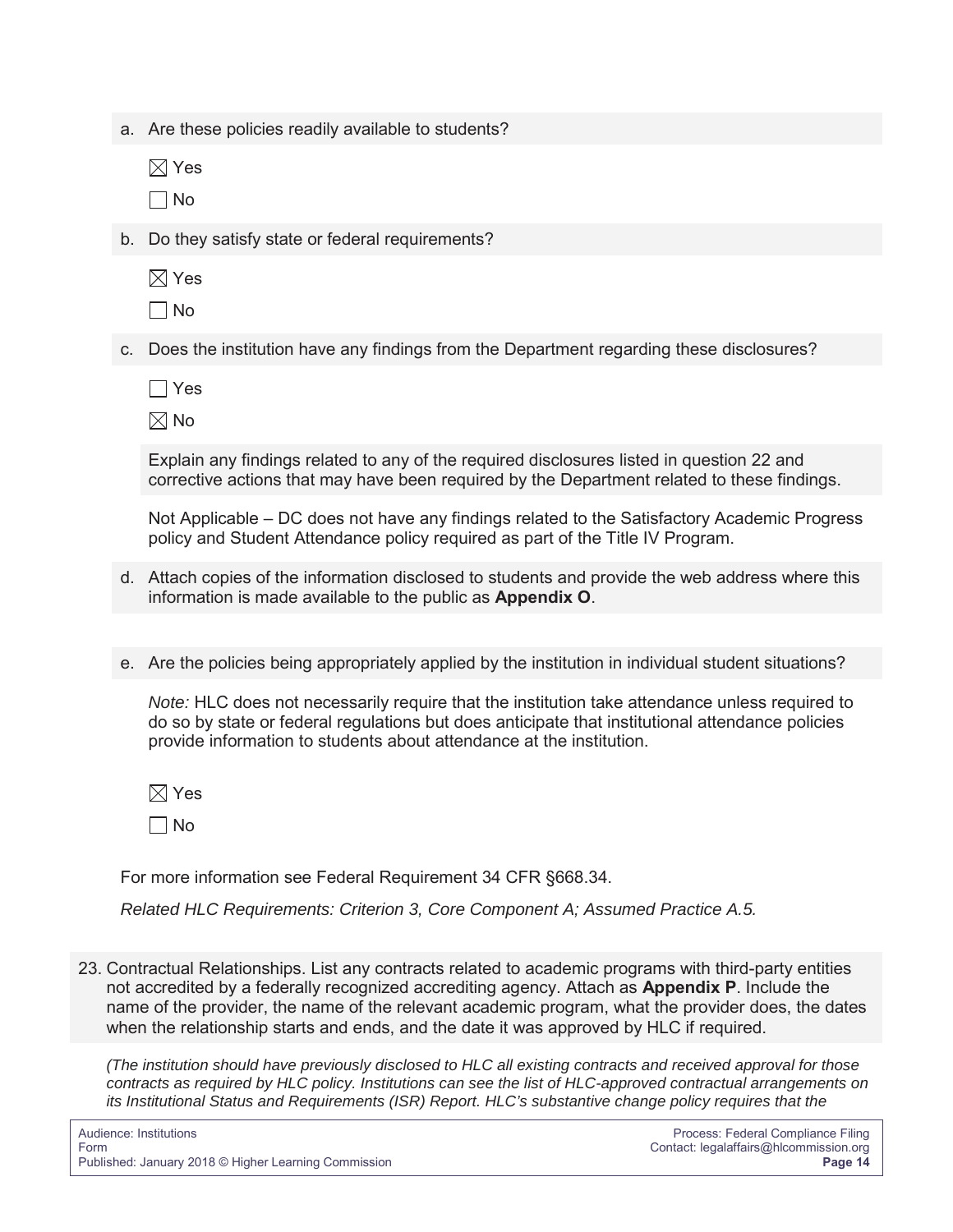a. Are these policies readily available to students?

☒ Yes

☐ No

b. Do they satisfy state or federal requirements?

☒ Yes

☐ No

c. Does the institution have any findings from the Department regarding these disclosures?

☐ Yes

☒ No

Explain any findings related to any of the required disclosures listed in question 22 and corrective actions that may have been required by the Department related to these findings.

Not Applicable – DC does not have any findings related to the Satisfactory Academic Progress policy and Student Attendance policy required as part of the Title IV Program.

d. Attach copies of the information disclosed to students and provide the web address where this information is made available to the public as **Appendix O**.

e. Are the policies being appropriately applied by the institution in individual student situations?

*Note:* HLC does not necessarily require that the institution take attendance unless required to do so by state or federal regulations but does anticipate that institutional attendance policies provide information to students about attendance at the institution.

☒ Yes

☐ No

For more information see Federal Requirement 34 CFR §668.34.

*Related HLC Requirements: Criterion 3, Core Component A; Assumed Practice A.5.*

23. Contractual Relationships. List any contracts related to academic programs with third-party entities not accredited by a federally recognized accrediting agency. Attach as **Appendix P**. Include the name of the provider, the name of the relevant academic program, what the provider does, the dates when the relationship starts and ends, and the date it was approved by HLC if required.

*(The institution should have previously disclosed to HLC all existing contracts and received approval for those contracts as required by HLC policy. Institutions can see the list of HLC-approved contractual arrangements on its Institutional Status and Requirements (ISR) Report. HLC's substantive change policy requires that the*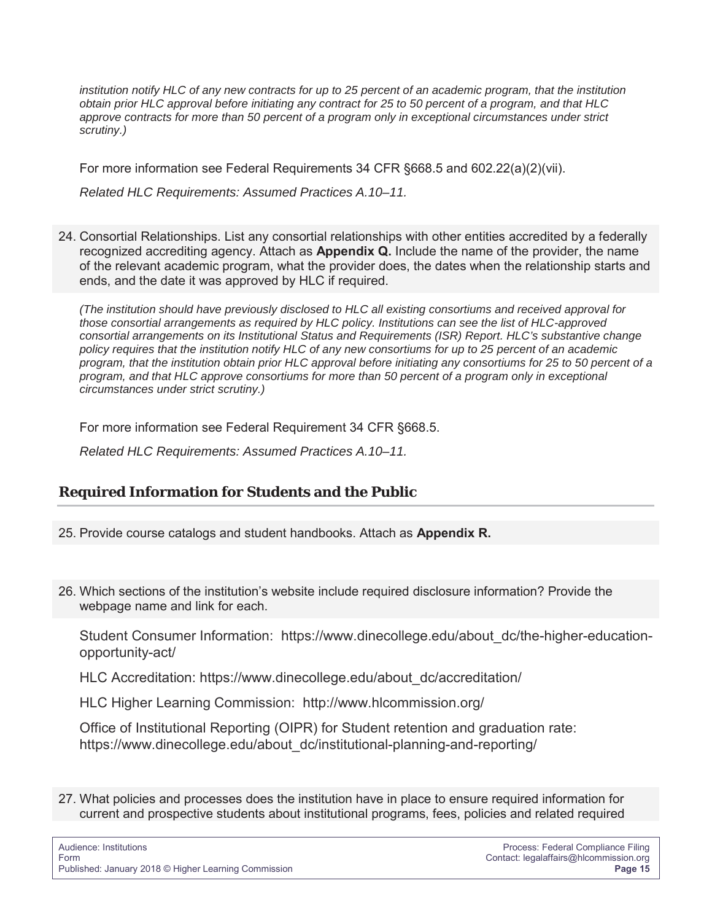*institution notify HLC of any new contracts for up to 25 percent of an academic program, that the institution obtain prior HLC approval before initiating any contract for 25 to 50 percent of a program, and that HLC approve contracts for more than 50 percent of a program only in exceptional circumstances under strict scrutiny.)*

For more information see Federal Requirements 34 CFR §668.5 and 602.22(a)(2)(vii).

*Related HLC Requirements: Assumed Practices A.10–11.*

24. Consortial Relationships. List any consortial relationships with other entities accredited by a federally recognized accrediting agency. Attach as **Appendix Q.** Include the name of the provider, the name of the relevant academic program, what the provider does, the dates when the relationship starts and ends, and the date it was approved by HLC if required.

*(The institution should have previously disclosed to HLC all existing consortiums and received approval for those consortial arrangements as required by HLC policy. Institutions can see the list of HLC-approved consortial arrangements on its Institutional Status and Requirements (ISR) Report. HLC's substantive change policy requires that the institution notify HLC of any new consortiums for up to 25 percent of an academic program, that the institution obtain prior HLC approval before initiating any consortiums for 25 to 50 percent of a program, and that HLC approve consortiums for more than 50 percent of a program only in exceptional circumstances under strict scrutiny.)*

For more information see Federal Requirement 34 CFR §668.5.

*Related HLC Requirements: Assumed Practices A.10–11.*

## Required Information for Students and the Public

25. Provide course catalogs and student handbooks. Attach as **Appendix R.**

26. Which sections of the institution's website include required disclosure information? Provide the webpage name and link for each.

Student Consumer Information: https://www.dinecollege.edu/about_dc/the-higher-education-opportunity-act/

HLC Accreditation: https://www.dinecollege.edu/about_dc/accreditation/

HLC Higher Learning Commission: http://www.hlcommission.org/

Office of Institutional Reporting (OIPR) for Student retention and graduation rate: https://www.dinecollege.edu/about_dc/institutional-planning-and-reporting/

27. What policies and processes does the institution have in place to ensure required information for current and prospective students about institutional programs, fees, policies and related required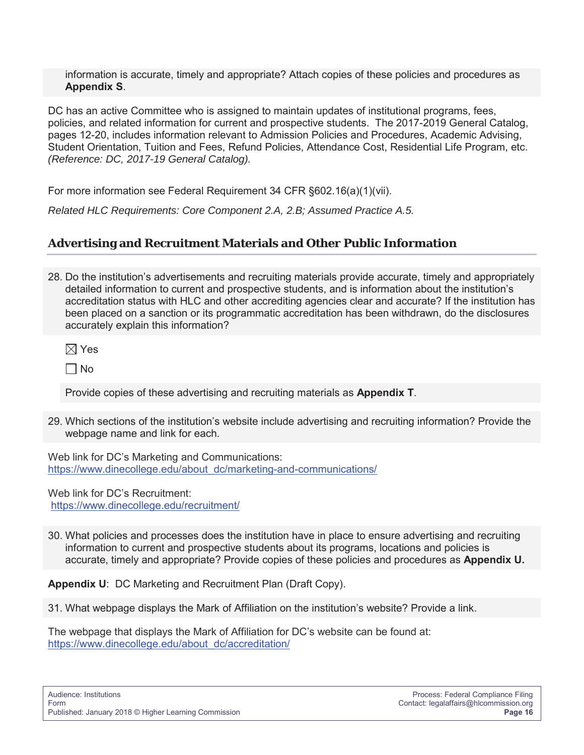information is accurate, timely and appropriate? Attach copies of these policies and procedures as **Appendix S**.

DC has an active Committee who is assigned to maintain updates of institutional programs, fees, policies, and related information for current and prospective students. The 2017-2019 General Catalog, pages 12-20, includes information relevant to Admission Policies and Procedures, Academic Advising, Student Orientation, Tuition and Fees, Refund Policies, Attendance Cost, Residential Life Program, etc. *(Reference: DC, 2017-19 General Catalog).*

For more information see Federal Requirement 34 CFR §602.16(a)(1)(vii).

*Related HLC Requirements: Core Component 2.A, 2.B; Assumed Practice A.5.*

## Advertising and Recruitment Materials and Other Public Information

28. Do the institution's advertisements and recruiting materials provide accurate, timely and appropriately detailed information to current and prospective students, and is information about the institution's accreditation status with HLC and other accrediting agencies clear and accurate? If the institution has been placed on a sanction or its programmatic accreditation has been withdrawn, do the disclosures accurately explain this information?

☒ Yes

☐ No

Provide copies of these advertising and recruiting materials as **Appendix T**.

29. Which sections of the institution's website include advertising and recruiting information? Provide the webpage name and link for each.

Web link for DC's Marketing and Communications:
https://www.dinecollege.edu/about_dc/marketing-and-communications/

Web link for DC's Recruitment:
https://www.dinecollege.edu/recruitment/

30. What policies and processes does the institution have in place to ensure advertising and recruiting information to current and prospective students about its programs, locations and policies is accurate, timely and appropriate? Provide copies of these policies and procedures as **Appendix U.**

**Appendix U**: DC Marketing and Recruitment Plan (Draft Copy).

31. What webpage displays the Mark of Affiliation on the institution's website? Provide a link.

The webpage that displays the Mark of Affiliation for DC's website can be found at:
https://www.dinecollege.edu/about_dc/accreditation/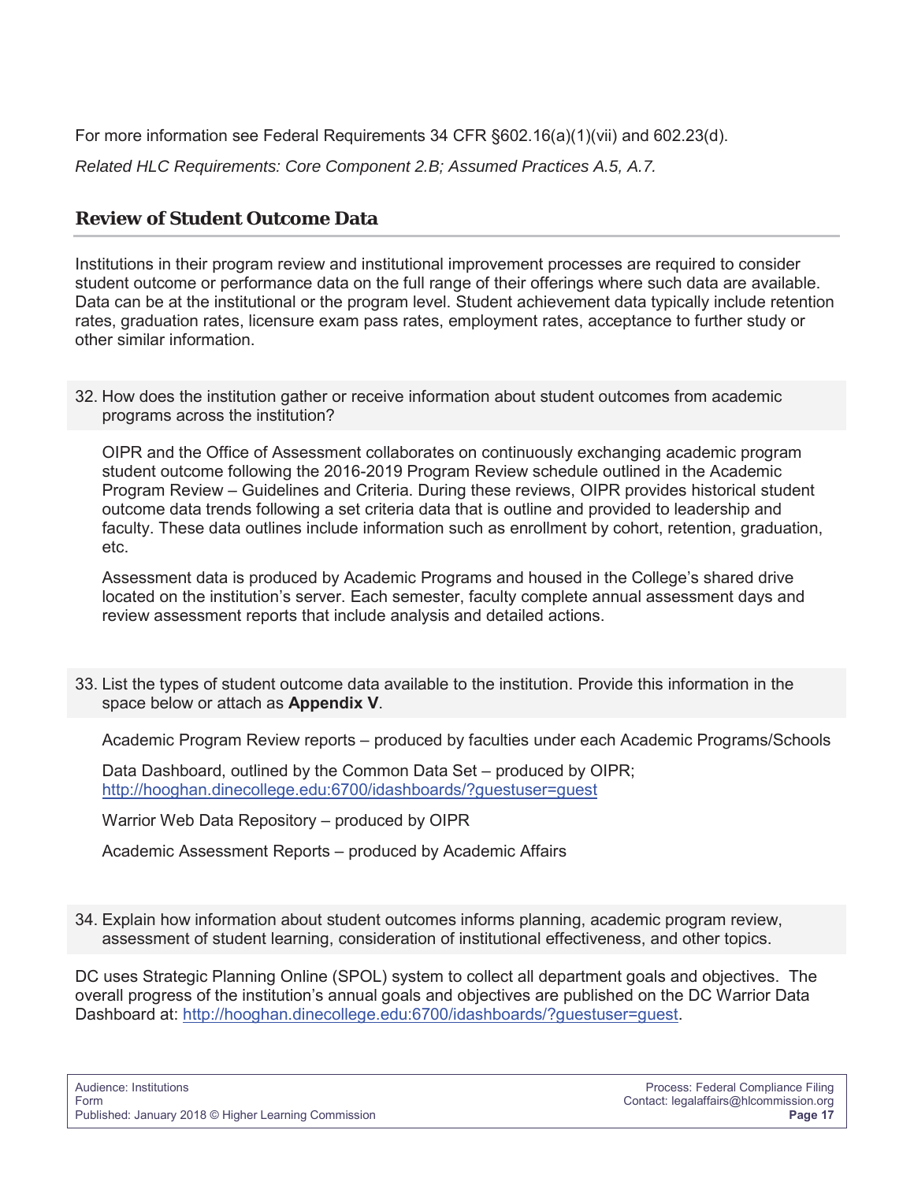For more information see Federal Requirements 34 CFR §602.16(a)(1)(vii) and 602.23(d).

*Related HLC Requirements: Core Component 2.B; Assumed Practices A.5, A.7.*

## Review of Student Outcome Data

Institutions in their program review and institutional improvement processes are required to consider student outcome or performance data on the full range of their offerings where such data are available. Data can be at the institutional or the program level. Student achievement data typically include retention rates, graduation rates, licensure exam pass rates, employment rates, acceptance to further study or other similar information.

32. How does the institution gather or receive information about student outcomes from academic programs across the institution?

OIPR and the Office of Assessment collaborates on continuously exchanging academic program student outcome following the 2016-2019 Program Review schedule outlined in the Academic Program Review – Guidelines and Criteria. During these reviews, OIPR provides historical student outcome data trends following a set criteria data that is outline and provided to leadership and faculty. These data outlines include information such as enrollment by cohort, retention, graduation, etc.

Assessment data is produced by Academic Programs and housed in the College's shared drive located on the institution's server. Each semester, faculty complete annual assessment days and review assessment reports that include analysis and detailed actions.

33. List the types of student outcome data available to the institution. Provide this information in the space below or attach as **Appendix V**.

Academic Program Review reports – produced by faculties under each Academic Programs/Schools

Data Dashboard, outlined by the Common Data Set – produced by OIPR; http://hooghan.dinecollege.edu:6700/idashboards/?guestuser=guest

Warrior Web Data Repository – produced by OIPR

Academic Assessment Reports – produced by Academic Affairs

34. Explain how information about student outcomes informs planning, academic program review, assessment of student learning, consideration of institutional effectiveness, and other topics.

DC uses Strategic Planning Online (SPOL) system to collect all department goals and objectives. The overall progress of the institution's annual goals and objectives are published on the DC Warrior Data Dashboard at: http://hooghan.dinecollege.edu:6700/idashboards/?guestuser=guest.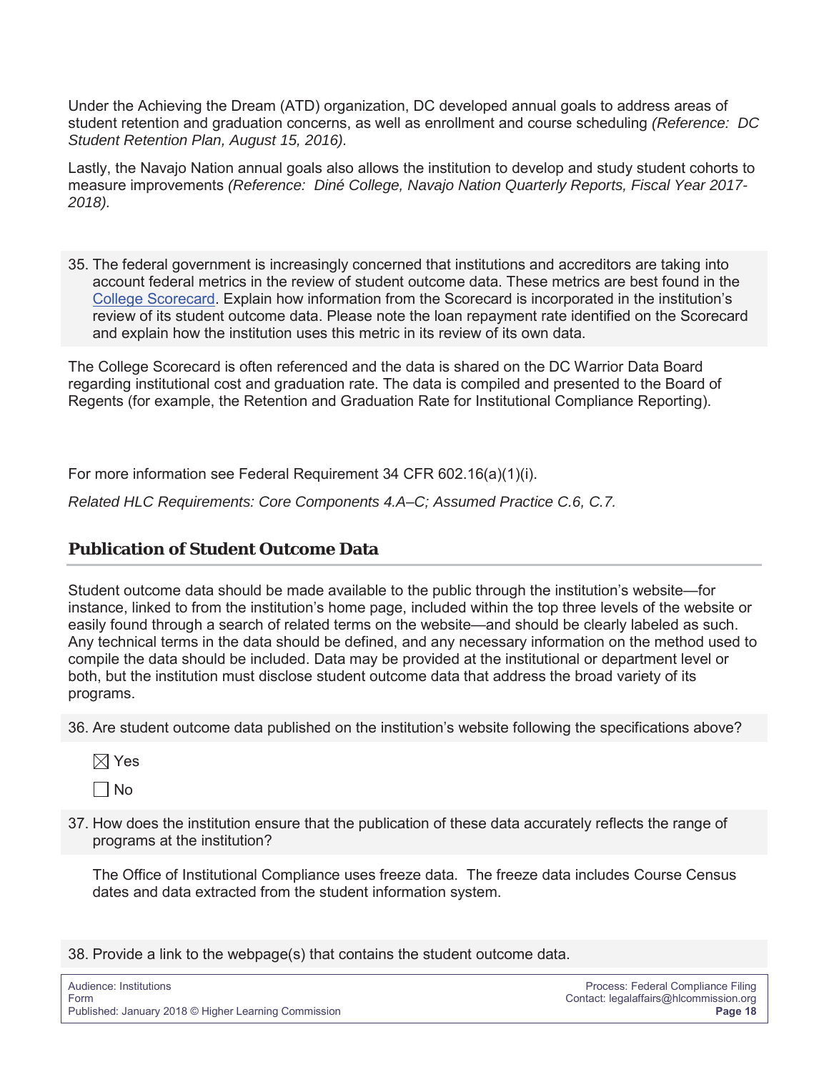Under the Achieving the Dream (ATD) organization, DC developed annual goals to address areas of student retention and graduation concerns, as well as enrollment and course scheduling *(Reference: DC Student Retention Plan, August 15, 2016).*

Lastly, the Navajo Nation annual goals also allows the institution to develop and study student cohorts to measure improvements *(Reference: Diné College, Navajo Nation Quarterly Reports, Fiscal Year 2017-2018).*

35. The federal government is increasingly concerned that institutions and accreditors are taking into account federal metrics in the review of student outcome data. These metrics are best found in the College Scorecard. Explain how information from the Scorecard is incorporated in the institution's review of its student outcome data. Please note the loan repayment rate identified on the Scorecard and explain how the institution uses this metric in its review of its own data.

The College Scorecard is often referenced and the data is shared on the DC Warrior Data Board regarding institutional cost and graduation rate. The data is compiled and presented to the Board of Regents (for example, the Retention and Graduation Rate for Institutional Compliance Reporting).

For more information see Federal Requirement 34 CFR 602.16(a)(1)(i).

*Related HLC Requirements: Core Components 4.A–C; Assumed Practice C.6, C.7.*

## Publication of Student Outcome Data

Student outcome data should be made available to the public through the institution's website—for instance, linked to from the institution's home page, included within the top three levels of the website or easily found through a search of related terms on the website—and should be clearly labeled as such. Any technical terms in the data should be defined, and any necessary information on the method used to compile the data should be included. Data may be provided at the institutional or department level or both, but the institution must disclose student outcome data that address the broad variety of its programs.

36. Are student outcome data published on the institution's website following the specifications above?

☒ Yes

☐ No

37. How does the institution ensure that the publication of these data accurately reflects the range of programs at the institution?

The Office of Institutional Compliance uses freeze data. The freeze data includes Course Census dates and data extracted from the student information system.

38. Provide a link to the webpage(s) that contains the student outcome data.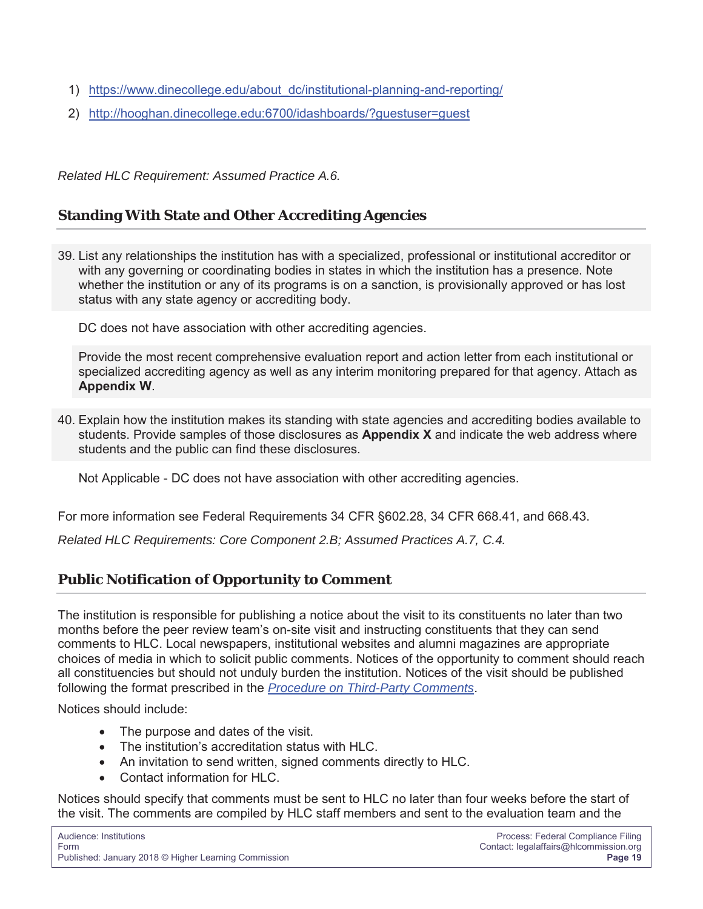1) https://www.dinecollege.edu/about_dc/institutional-planning-and-reporting/
2) http://hooghan.dinecollege.edu:6700/idashboards/?guestuser=guest

*Related HLC Requirement: Assumed Practice A.6.*

## Standing With State and Other Accrediting Agencies

39. List any relationships the institution has with a specialized, professional or institutional accreditor or with any governing or coordinating bodies in states in which the institution has a presence. Note whether the institution or any of its programs is on a sanction, is provisionally approved or has lost status with any state agency or accrediting body.

    DC does not have association with other accrediting agencies.

    Provide the most recent comprehensive evaluation report and action letter from each institutional or specialized accrediting agency as well as any interim monitoring prepared for that agency. Attach as **Appendix W**.

40. Explain how the institution makes its standing with state agencies and accrediting bodies available to students. Provide samples of those disclosures as **Appendix X** and indicate the web address where students and the public can find these disclosures.

    Not Applicable - DC does not have association with other accrediting agencies.

For more information see Federal Requirements 34 CFR §602.28, 34 CFR 668.41, and 668.43.

*Related HLC Requirements: Core Component 2.B; Assumed Practices A.7, C.4.*

## Public Notification of Opportunity to Comment

The institution is responsible for publishing a notice about the visit to its constituents no later than two months before the peer review team's on-site visit and instructing constituents that they can send comments to HLC. Local newspapers, institutional websites and alumni magazines are appropriate choices of media in which to solicit public comments. Notices of the opportunity to comment should reach all constituencies but should not unduly burden the institution. Notices of the visit should be published following the format prescribed in the *Procedure on Third-Party Comments*.

Notices should include:

- The purpose and dates of the visit.
- The institution's accreditation status with HLC.
- An invitation to send written, signed comments directly to HLC.
- Contact information for HLC.

Notices should specify that comments must be sent to HLC no later than four weeks before the start of the visit. The comments are compiled by HLC staff members and sent to the evaluation team and the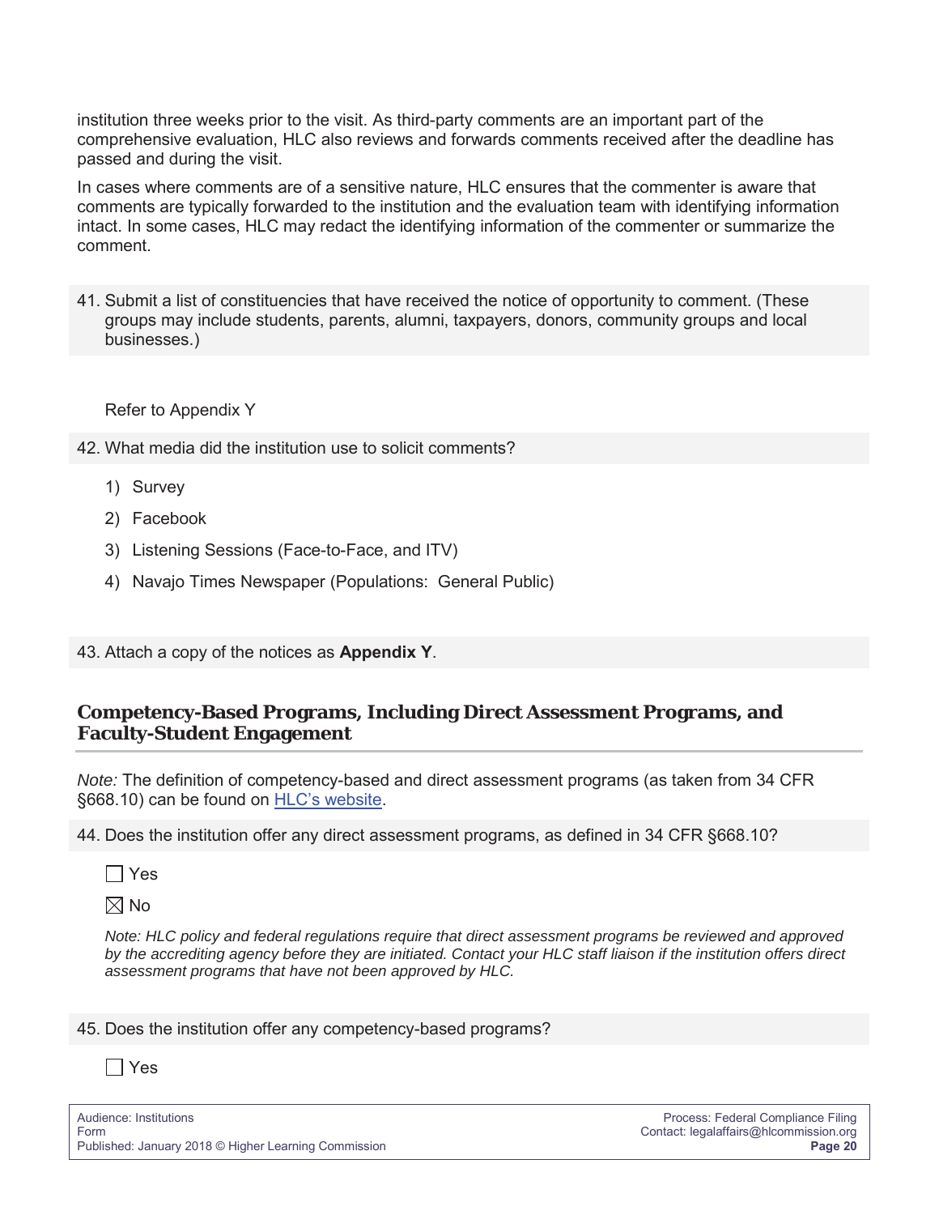institution three weeks prior to the visit. As third-party comments are an important part of the comprehensive evaluation, HLC also reviews and forwards comments received after the deadline has passed and during the visit.

In cases where comments are of a sensitive nature, HLC ensures that the commenter is aware that comments are typically forwarded to the institution and the evaluation team with identifying information intact. In some cases, HLC may redact the identifying information of the commenter or summarize the comment.

41. Submit a list of constituencies that have received the notice of opportunity to comment. (These groups may include students, parents, alumni, taxpayers, donors, community groups and local businesses.)

Refer to Appendix Y

42. What media did the institution use to solicit comments?

1) Survey
2) Facebook
3) Listening Sessions (Face-to-Face, and ITV)
4) Navajo Times Newspaper (Populations:  General Public)

43. Attach a copy of the notices as **Appendix Y**.

## Competency-Based Programs, Including Direct Assessment Programs, and Faculty-Student Engagement

*Note:* The definition of competency-based and direct assessment programs (as taken from 34 CFR §668.10) can be found on HLC's website.

44. Does the institution offer any direct assessment programs, as defined in 34 CFR §668.10?

☐ Yes

☒ No

*Note: HLC policy and federal regulations require that direct assessment programs be reviewed and approved by the accrediting agency before they are initiated. Contact your HLC staff liaison if the institution offers direct assessment programs that have not been approved by HLC.*

45. Does the institution offer any competency-based programs?

☐ Yes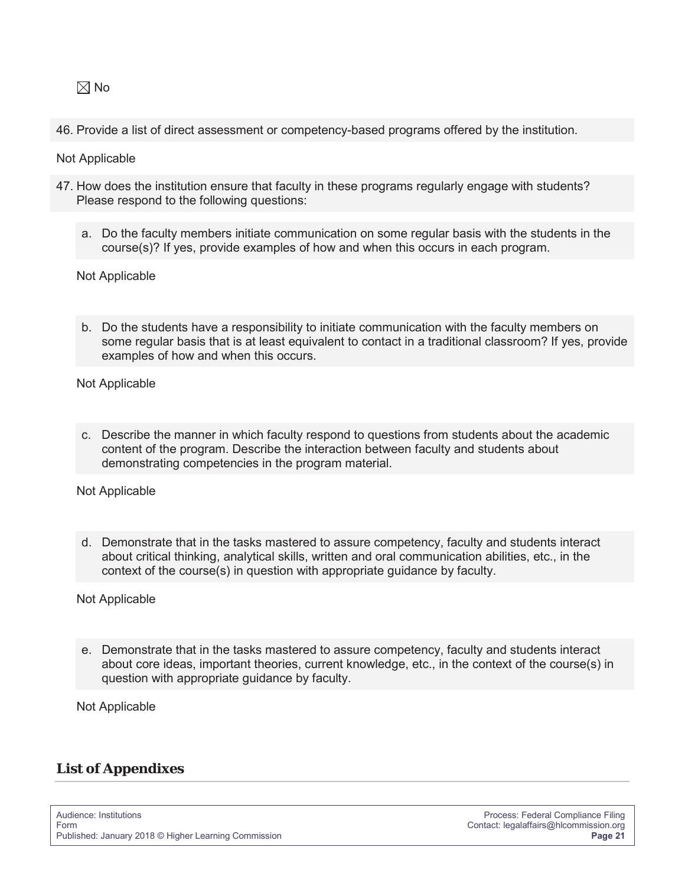☒ No

46. Provide a list of direct assessment or competency-based programs offered by the institution.

Not Applicable

47. How does the institution ensure that faculty in these programs regularly engage with students? Please respond to the following questions:

   a. Do the faculty members initiate communication on some regular basis with the students in the course(s)? If yes, provide examples of how and when this occurs in each program.

   Not Applicable

   b. Do the students have a responsibility to initiate communication with the faculty members on some regular basis that is at least equivalent to contact in a traditional classroom? If yes, provide examples of how and when this occurs.

   Not Applicable

   c. Describe the manner in which faculty respond to questions from students about the academic content of the program. Describe the interaction between faculty and students about demonstrating competencies in the program material.

   Not Applicable

   d. Demonstrate that in the tasks mastered to assure competency, faculty and students interact about critical thinking, analytical skills, written and oral communication abilities, etc., in the context of the course(s) in question with appropriate guidance by faculty.

   Not Applicable

   e. Demonstrate that in the tasks mastered to assure competency, faculty and students interact about core ideas, important theories, current knowledge, etc., in the context of the course(s) in question with appropriate guidance by faculty.

   Not Applicable

## List of Appendixes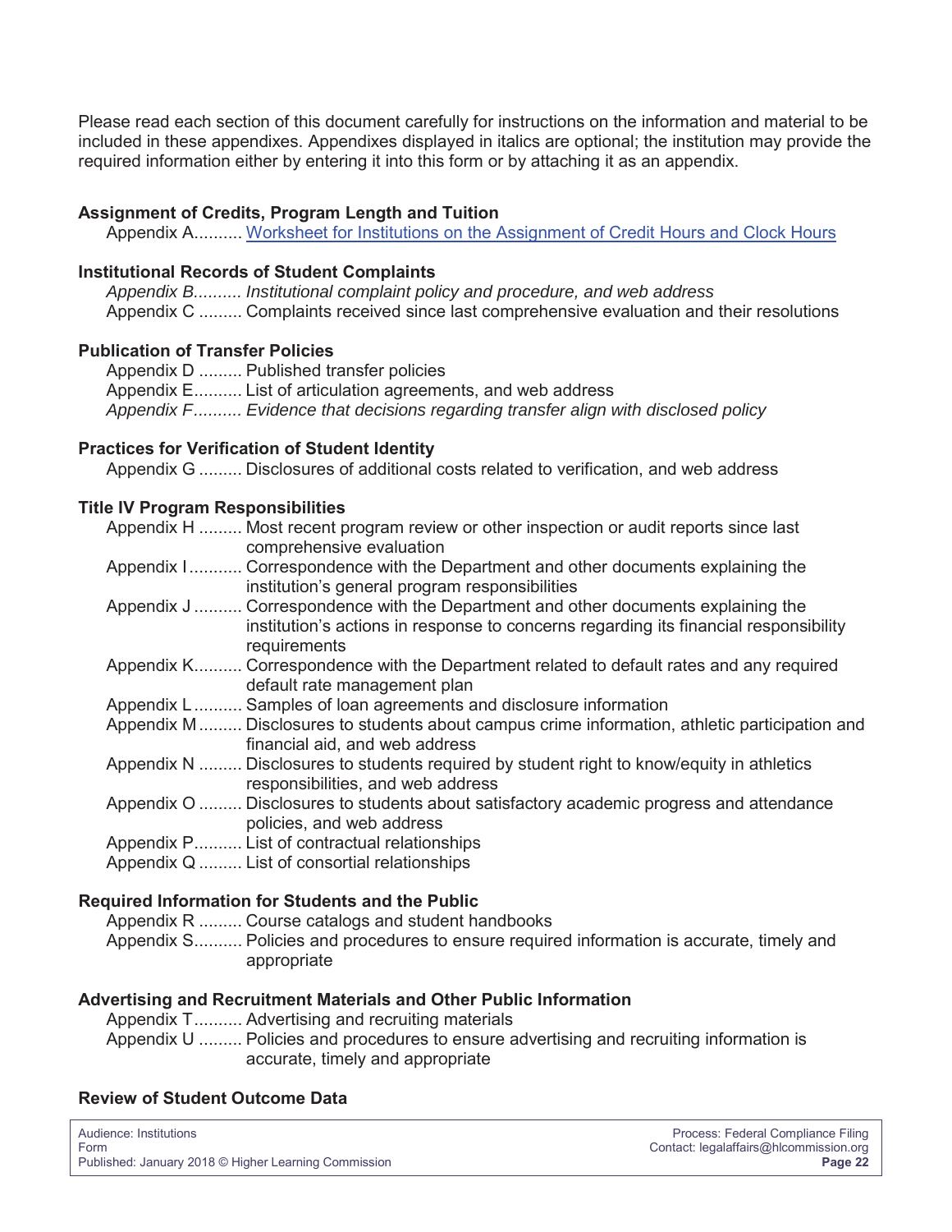Please read each section of this document carefully for instructions on the information and material to be included in these appendixes. Appendixes displayed in italics are optional; the institution may provide the required information either by entering it into this form or by attaching it as an appendix.

**Assignment of Credits, Program Length and Tuition**

Appendix A.......... Worksheet for Institutions on the Assignment of Credit Hours and Clock Hours

**Institutional Records of Student Complaints**

*Appendix B.......... Institutional complaint policy and procedure, and web address*

Appendix C ......... Complaints received since last comprehensive evaluation and their resolutions

**Publication of Transfer Policies**

Appendix D ......... Published transfer policies

Appendix E.......... List of articulation agreements, and web address

*Appendix F.......... Evidence that decisions regarding transfer align with disclosed policy*

**Practices for Verification of Student Identity**

Appendix G ......... Disclosures of additional costs related to verification, and web address

**Title IV Program Responsibilities**

Appendix H ......... Most recent program review or other inspection or audit reports since last comprehensive evaluation

Appendix I........... Correspondence with the Department and other documents explaining the institution's general program responsibilities

Appendix J .......... Correspondence with the Department and other documents explaining the institution's actions in response to concerns regarding its financial responsibility requirements

Appendix K.......... Correspondence with the Department related to default rates and any required default rate management plan

Appendix L .......... Samples of loan agreements and disclosure information

Appendix M ......... Disclosures to students about campus crime information, athletic participation and financial aid, and web address

Appendix N ......... Disclosures to students required by student right to know/equity in athletics responsibilities, and web address

Appendix O ......... Disclosures to students about satisfactory academic progress and attendance policies, and web address

Appendix P.......... List of contractual relationships

Appendix Q ......... List of consortial relationships

**Required Information for Students and the Public**

Appendix R ......... Course catalogs and student handbooks

Appendix S.......... Policies and procedures to ensure required information is accurate, timely and appropriate

**Advertising and Recruitment Materials and Other Public Information**

Appendix T.......... Advertising and recruiting materials

Appendix U ......... Policies and procedures to ensure advertising and recruiting information is accurate, timely and appropriate

**Review of Student Outcome Data**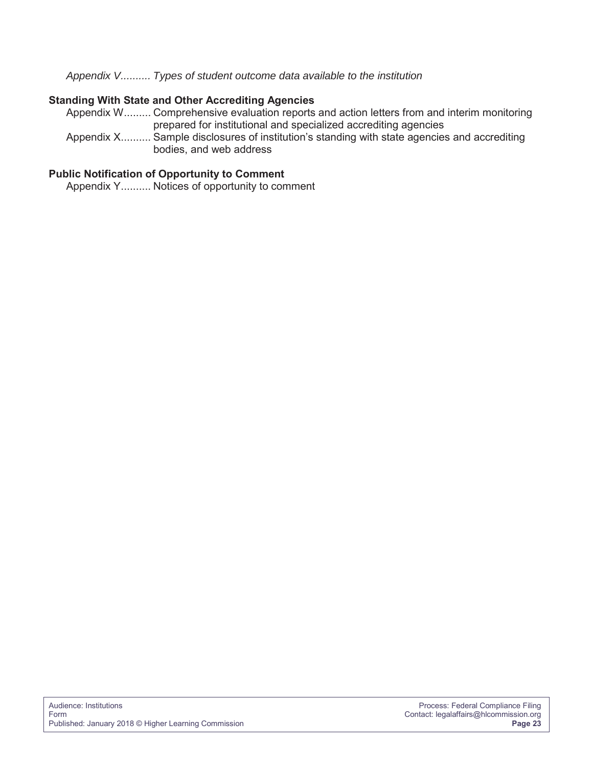*Appendix V.......... Types of student outcome data available to the institution*

**Standing With State and Other Accrediting Agencies**

Appendix W......... Comprehensive evaluation reports and action letters from and interim monitoring prepared for institutional and specialized accrediting agencies

Appendix X.......... Sample disclosures of institution's standing with state agencies and accrediting bodies, and web address

**Public Notification of Opportunity to Comment**

Appendix Y.......... Notices of opportunity to comment